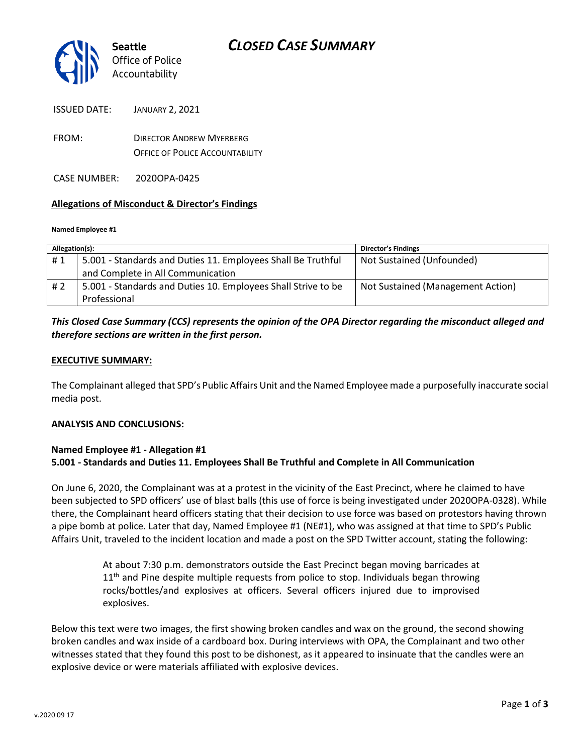**Seattle** Office of Police Accountability

# *CLOSED CASE SUMMARY*

ISSUED DATE: JANUARY 2, 2021

FROM: DIRECTOR ANDREW MYERBERG
OFFICE OF POLICE ACCOUNTABILITY

CASE NUMBER: 2020OPA-0425

## Allegations of Misconduct & Director's Findings

**Named Employee #1**

| Allegation(s): | | Director's Findings |
|---|---|---|
| # 1 | 5.001 - Standards and Duties 11. Employees Shall Be Truthful and Complete in All Communication | Not Sustained (Unfounded) |
| # 2 | 5.001 - Standards and Duties 10. Employees Shall Strive to be Professional | Not Sustained (Management Action) |

***This Closed Case Summary (CCS) represents the opinion of the OPA Director regarding the misconduct alleged and therefore sections are written in the first person.***

### EXECUTIVE SUMMARY:

The Complainant alleged that SPD's Public Affairs Unit and the Named Employee made a purposefully inaccurate social media post.

### ANALYSIS AND CONCLUSIONS:

**Named Employee #1 - Allegation #1**
**5.001 - Standards and Duties 11. Employees Shall Be Truthful and Complete in All Communication**

On June 6, 2020, the Complainant was at a protest in the vicinity of the East Precinct, where he claimed to have been subjected to SPD officers' use of blast balls (this use of force is being investigated under 2020OPA-0328). While there, the Complainant heard officers stating that their decision to use force was based on protestors having thrown a pipe bomb at police. Later that day, Named Employee #1 (NE#1), who was assigned at that time to SPD's Public Affairs Unit, traveled to the incident location and made a post on the SPD Twitter account, stating the following:

> At about 7:30 p.m. demonstrators outside the East Precinct began moving barricades at 11th and Pine despite multiple requests from police to stop. Individuals began throwing rocks/bottles/and explosives at officers. Several officers injured due to improvised explosives.

Below this text were two images, the first showing broken candles and wax on the ground, the second showing broken candles and wax inside of a cardboard box. During interviews with OPA, the Complainant and two other witnesses stated that they found this post to be dishonest, as it appeared to insinuate that the candles were an explosive device or were materials affiliated with explosive devices.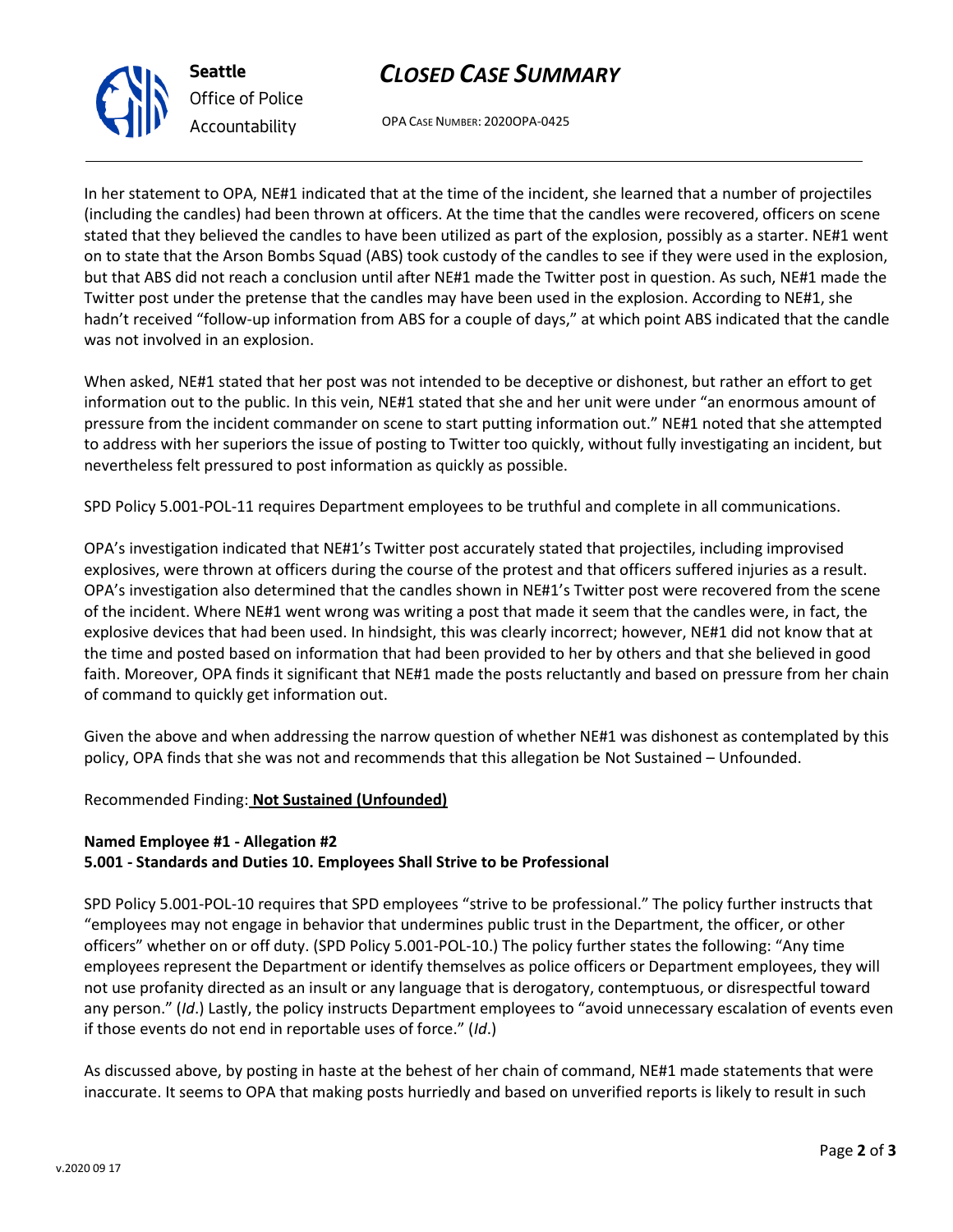In her statement to OPA, NE#1 indicated that at the time of the incident, she learned that a number of projectiles (including the candles) had been thrown at officers. At the time that the candles were recovered, officers on scene stated that they believed the candles to have been utilized as part of the explosion, possibly as a starter. NE#1 went on to state that the Arson Bombs Squad (ABS) took custody of the candles to see if they were used in the explosion, but that ABS did not reach a conclusion until after NE#1 made the Twitter post in question. As such, NE#1 made the Twitter post under the pretense that the candles may have been used in the explosion. According to NE#1, she hadn't received "follow-up information from ABS for a couple of days," at which point ABS indicated that the candle was not involved in an explosion.

When asked, NE#1 stated that her post was not intended to be deceptive or dishonest, but rather an effort to get information out to the public. In this vein, NE#1 stated that she and her unit were under "an enormous amount of pressure from the incident commander on scene to start putting information out." NE#1 noted that she attempted to address with her superiors the issue of posting to Twitter too quickly, without fully investigating an incident, but nevertheless felt pressured to post information as quickly as possible.

SPD Policy 5.001-POL-11 requires Department employees to be truthful and complete in all communications.

OPA's investigation indicated that NE#1's Twitter post accurately stated that projectiles, including improvised explosives, were thrown at officers during the course of the protest and that officers suffered injuries as a result. OPA's investigation also determined that the candles shown in NE#1's Twitter post were recovered from the scene of the incident. Where NE#1 went wrong was writing a post that made it seem that the candles were, in fact, the explosive devices that had been used. In hindsight, this was clearly incorrect; however, NE#1 did not know that at the time and posted based on information that had been provided to her by others and that she believed in good faith. Moreover, OPA finds it significant that NE#1 made the posts reluctantly and based on pressure from her chain of command to quickly get information out.

Given the above and when addressing the narrow question of whether NE#1 was dishonest as contemplated by this policy, OPA finds that she was not and recommends that this allegation be Not Sustained – Unfounded.

Recommended Finding: **Not Sustained (Unfounded)**

**Named Employee #1 - Allegation #2**
**5.001 - Standards and Duties 10. Employees Shall Strive to be Professional**

SPD Policy 5.001-POL-10 requires that SPD employees "strive to be professional." The policy further instructs that "employees may not engage in behavior that undermines public trust in the Department, the officer, or other officers" whether on or off duty. (SPD Policy 5.001-POL-10.) The policy further states the following: "Any time employees represent the Department or identify themselves as police officers or Department employees, they will not use profanity directed as an insult or any language that is derogatory, contemptuous, or disrespectful toward any person." (*Id*.) Lastly, the policy instructs Department employees to "avoid unnecessary escalation of events even if those events do not end in reportable uses of force." (*Id*.)

As discussed above, by posting in haste at the behest of her chain of command, NE#1 made statements that were inaccurate. It seems to OPA that making posts hurriedly and based on unverified reports is likely to result in such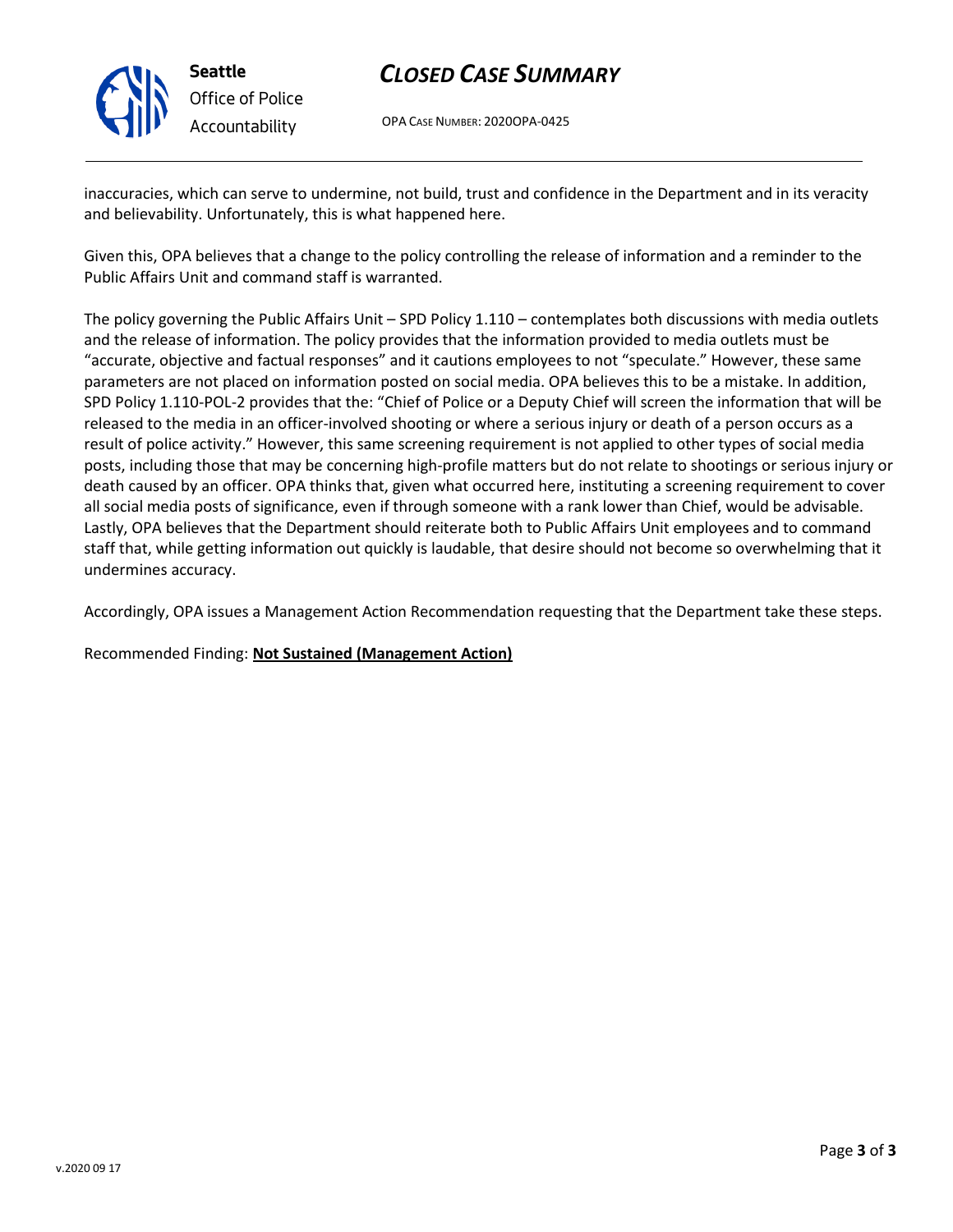inaccuracies, which can serve to undermine, not build, trust and confidence in the Department and in its veracity and believability. Unfortunately, this is what happened here.

Given this, OPA believes that a change to the policy controlling the release of information and a reminder to the Public Affairs Unit and command staff is warranted.

The policy governing the Public Affairs Unit – SPD Policy 1.110 – contemplates both discussions with media outlets and the release of information. The policy provides that the information provided to media outlets must be "accurate, objective and factual responses" and it cautions employees to not "speculate." However, these same parameters are not placed on information posted on social media. OPA believes this to be a mistake. In addition, SPD Policy 1.110-POL-2 provides that the: "Chief of Police or a Deputy Chief will screen the information that will be released to the media in an officer-involved shooting or where a serious injury or death of a person occurs as a result of police activity." However, this same screening requirement is not applied to other types of social media posts, including those that may be concerning high-profile matters but do not relate to shootings or serious injury or death caused by an officer. OPA thinks that, given what occurred here, instituting a screening requirement to cover all social media posts of significance, even if through someone with a rank lower than Chief, would be advisable. Lastly, OPA believes that the Department should reiterate both to Public Affairs Unit employees and to command staff that, while getting information out quickly is laudable, that desire should not become so overwhelming that it undermines accuracy.

Accordingly, OPA issues a Management Action Recommendation requesting that the Department take these steps.

Recommended Finding: **Not Sustained (Management Action)**